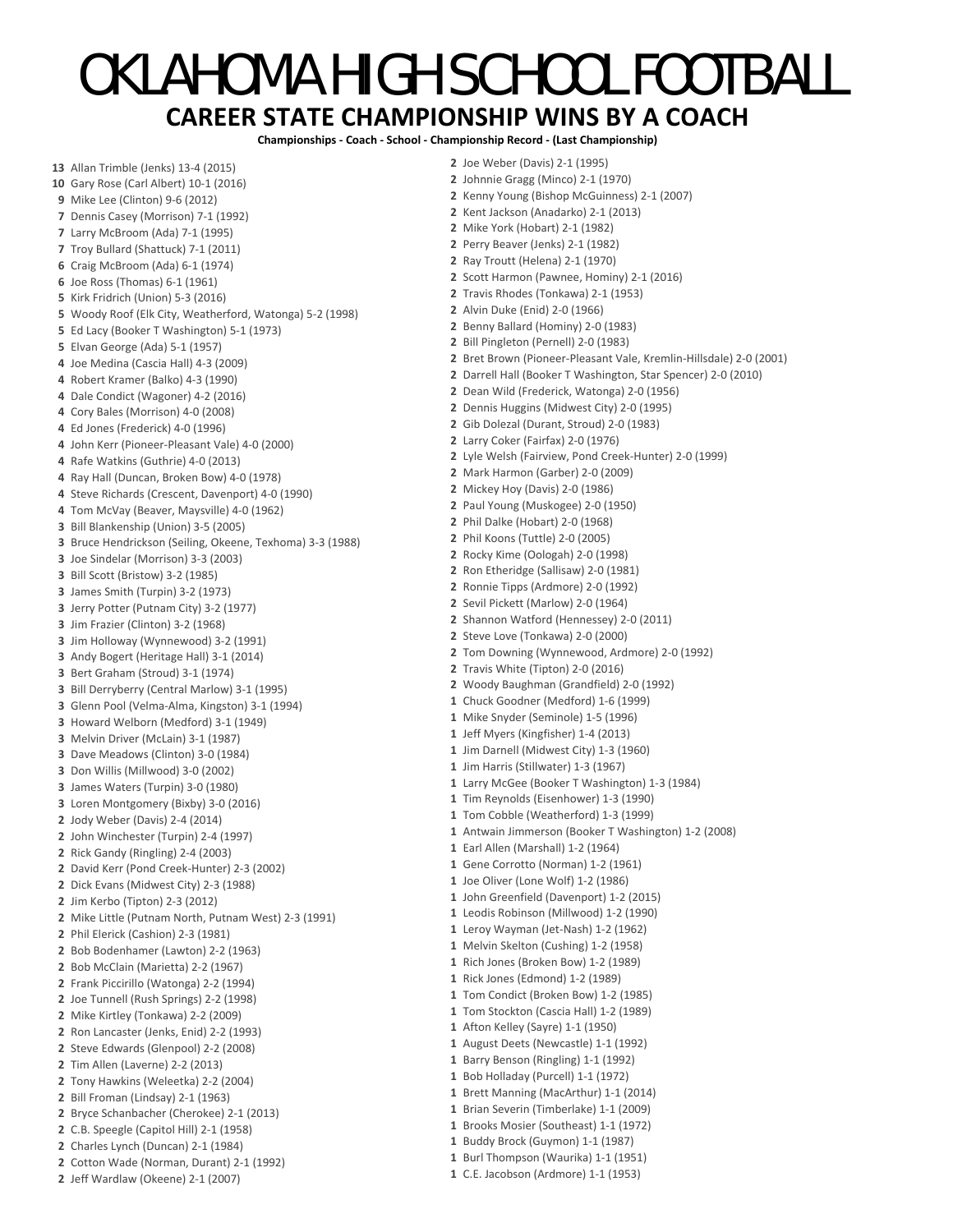# OKLAHOMA HIGH SCHOOL FOOTBALL

## CAREER STATE CHAMPIONSHIP WINS BY A COACH

**Championships - Coach - School - Championship Record - (Last Championship)**

**13** Allan Trimble (Jenks) 13-4 (2015)
**10** Gary Rose (Carl Albert) 10-1 (2016)
**9** Mike Lee (Clinton) 9-6 (2012)
**7** Dennis Casey (Morrison) 7-1 (1992)
**7** Larry McBroom (Ada) 7-1 (1995)
**7** Troy Bullard (Shattuck) 7-1 (2011)
**6** Craig McBroom (Ada) 6-1 (1974)
**6** Joe Ross (Thomas) 6-1 (1961)
**5** Kirk Fridrich (Union) 5-3 (2016)
**5** Woody Roof (Elk City, Weatherford, Watonga) 5-2 (1998)
**5** Ed Lacy (Booker T Washington) 5-1 (1973)
**5** Elvan George (Ada) 5-1 (1957)
**4** Joe Medina (Cascia Hall) 4-3 (2009)
**4** Robert Kramer (Balko) 4-3 (1990)
**4** Dale Condict (Wagoner) 4-2 (2016)
**4** Cory Bales (Morrison) 4-0 (2008)
**4** Ed Jones (Frederick) 4-0 (1996)
**4** John Kerr (Pioneer-Pleasant Vale) 4-0 (2000)
**4** Rafe Watkins (Guthrie) 4-0 (2013)
**4** Ray Hall (Duncan, Broken Bow) 4-0 (1978)
**4** Steve Richards (Crescent, Davenport) 4-0 (1990)
**4** Tom McVay (Beaver, Maysville) 4-0 (1962)
**3** Bill Blankenship (Union) 3-5 (2005)
**3** Bruce Hendrickson (Seiling, Okeene, Texhoma) 3-3 (1988)
**3** Joe Sindelar (Morrison) 3-3 (2003)
**3** Bill Scott (Bristow) 3-2 (1985)
**3** James Smith (Turpin) 3-2 (1973)
**3** Jerry Potter (Putnam City) 3-2 (1977)
**3** Jim Frazier (Clinton) 3-2 (1968)
**3** Jim Holloway (Wynnewood) 3-2 (1991)
**3** Andy Bogert (Heritage Hall) 3-1 (2014)
**3** Bert Graham (Stroud) 3-1 (1974)
**3** Bill Derryberry (Central Marlow) 3-1 (1995)
**3** Glenn Pool (Velma-Alma, Kingston) 3-1 (1994)
**3** Howard Welborn (Medford) 3-1 (1949)
**3** Melvin Driver (McLain) 3-1 (1987)
**3** Dave Meadows (Clinton) 3-0 (1984)
**3** Don Willis (Millwood) 3-0 (2002)
**3** James Waters (Turpin) 3-0 (1980)
**3** Loren Montgomery (Bixby) 3-0 (2016)
**2** Jody Weber (Davis) 2-4 (2014)
**2** John Winchester (Turpin) 2-4 (1997)
**2** Rick Gandy (Ringling) 2-4 (2003)
**2** David Kerr (Pond Creek-Hunter) 2-3 (2002)
**2** Dick Evans (Midwest City) 2-3 (1988)
**2** Jim Kerbo (Tipton) 2-3 (2012)
**2** Mike Little (Putnam North, Putnam West) 2-3 (1991)
**2** Phil Elerick (Cashion) 2-3 (1981)
**2** Bob Bodenhamer (Lawton) 2-2 (1963)
**2** Bob McClain (Marietta) 2-2 (1967)
**2** Frank Piccirillo (Watonga) 2-2 (1994)
**2** Joe Tunnell (Rush Springs) 2-2 (1998)
**2** Mike Kirtley (Tonkawa) 2-2 (2009)
**2** Ron Lancaster (Jenks, Enid) 2-2 (1993)
**2** Steve Edwards (Glenpool) 2-2 (2008)
**2** Tim Allen (Laverne) 2-2 (2013)
**2** Tony Hawkins (Weleetka) 2-2 (2004)
**2** Bill Froman (Lindsay) 2-1 (1963)
**2** Bryce Schanbacher (Cherokee) 2-1 (2013)
**2** C.B. Speegle (Capitol Hill) 2-1 (1958)
**2** Charles Lynch (Duncan) 2-1 (1984)
**2** Cotton Wade (Norman, Durant) 2-1 (1992)
**2** Jeff Wardlaw (Okeene) 2-1 (2007)
**2** Joe Weber (Davis) 2-1 (1995)
**2** Johnnie Gragg (Minco) 2-1 (1970)
**2** Kenny Young (Bishop McGuinness) 2-1 (2007)
**2** Kent Jackson (Anadarko) 2-1 (2013)
**2** Mike York (Hobart) 2-1 (1982)
**2** Perry Beaver (Jenks) 2-1 (1982)
**2** Ray Troutt (Helena) 2-1 (1970)
**2** Scott Harmon (Pawnee, Hominy) 2-1 (2016)
**2** Travis Rhodes (Tonkawa) 2-1 (1953)
**2** Alvin Duke (Enid) 2-0 (1966)
**2** Benny Ballard (Hominy) 2-0 (1983)
**2** Bill Pingleton (Pernell) 2-0 (1983)
**2** Bret Brown (Pioneer-Pleasant Vale, Kremlin-Hillsdale) 2-0 (2001)
**2** Darrell Hall (Booker T Washington, Star Spencer) 2-0 (2010)
**2** Dean Wild (Frederick, Watonga) 2-0 (1956)
**2** Dennis Huggins (Midwest City) 2-0 (1995)
**2** Gib Dolezal (Durant, Stroud) 2-0 (1983)
**2** Larry Coker (Fairfax) 2-0 (1976)
**2** Lyle Welsh (Fairview, Pond Creek-Hunter) 2-0 (1999)
**2** Mark Harmon (Garber) 2-0 (2009)
**2** Mickey Hoy (Davis) 2-0 (1986)
**2** Paul Young (Muskogee) 2-0 (1950)
**2** Phil Dalke (Hobart) 2-0 (1968)
**2** Phil Koons (Tuttle) 2-0 (2005)
**2** Rocky Kime (Oologah) 2-0 (1998)
**2** Ron Etheridge (Sallisaw) 2-0 (1981)
**2** Ronnie Tipps (Ardmore) 2-0 (1992)
**2** Sevil Pickett (Marlow) 2-0 (1964)
**2** Shannon Watford (Hennessey) 2-0 (2011)
**2** Steve Love (Tonkawa) 2-0 (2000)
**2** Tom Downing (Wynnewood, Ardmore) 2-0 (1992)
**2** Travis White (Tipton) 2-0 (2016)
**2** Woody Baughman (Grandfield) 2-0 (1992)
**1** Chuck Goodner (Medford) 1-6 (1999)
**1** Mike Snyder (Seminole) 1-5 (1996)
**1** Jeff Myers (Kingfisher) 1-4 (2013)
**1** Jim Darnell (Midwest City) 1-3 (1960)
**1** Jim Harris (Stillwater) 1-3 (1967)
**1** Larry McGee (Booker T Washington) 1-3 (1984)
**1** Tim Reynolds (Eisenhower) 1-3 (1990)
**1** Tom Cobble (Weatherford) 1-3 (1999)
**1** Antwain Jimmerson (Booker T Washington) 1-2 (2008)
**1** Earl Allen (Marshall) 1-2 (1964)
**1** Gene Corrotto (Norman) 1-2 (1961)
**1** Joe Oliver (Lone Wolf) 1-2 (1986)
**1** John Greenfield (Davenport) 1-2 (2015)
**1** Leodis Robinson (Millwood) 1-2 (1990)
**1** Leroy Wayman (Jet-Nash) 1-2 (1962)
**1** Melvin Skelton (Cushing) 1-2 (1958)
**1** Rich Jones (Broken Bow) 1-2 (1989)
**1** Rick Jones (Edmond) 1-2 (1989)
**1** Tom Condict (Broken Bow) 1-2 (1985)
**1** Tom Stockton (Cascia Hall) 1-2 (1989)
**1** Afton Kelley (Sayre) 1-1 (1950)
**1** August Deets (Newcastle) 1-1 (1992)
**1** Barry Benson (Ringling) 1-1 (1992)
**1** Bob Holladay (Purcell) 1-1 (1972)
**1** Brett Manning (MacArthur) 1-1 (2014)
**1** Brian Severin (Timberlake) 1-1 (2009)
**1** Brooks Mosier (Southeast) 1-1 (1972)
**1** Buddy Brock (Guymon) 1-1 (1987)
**1** Burl Thompson (Waurika) 1-1 (1951)
**1** C.E. Jacobson (Ardmore) 1-1 (1953)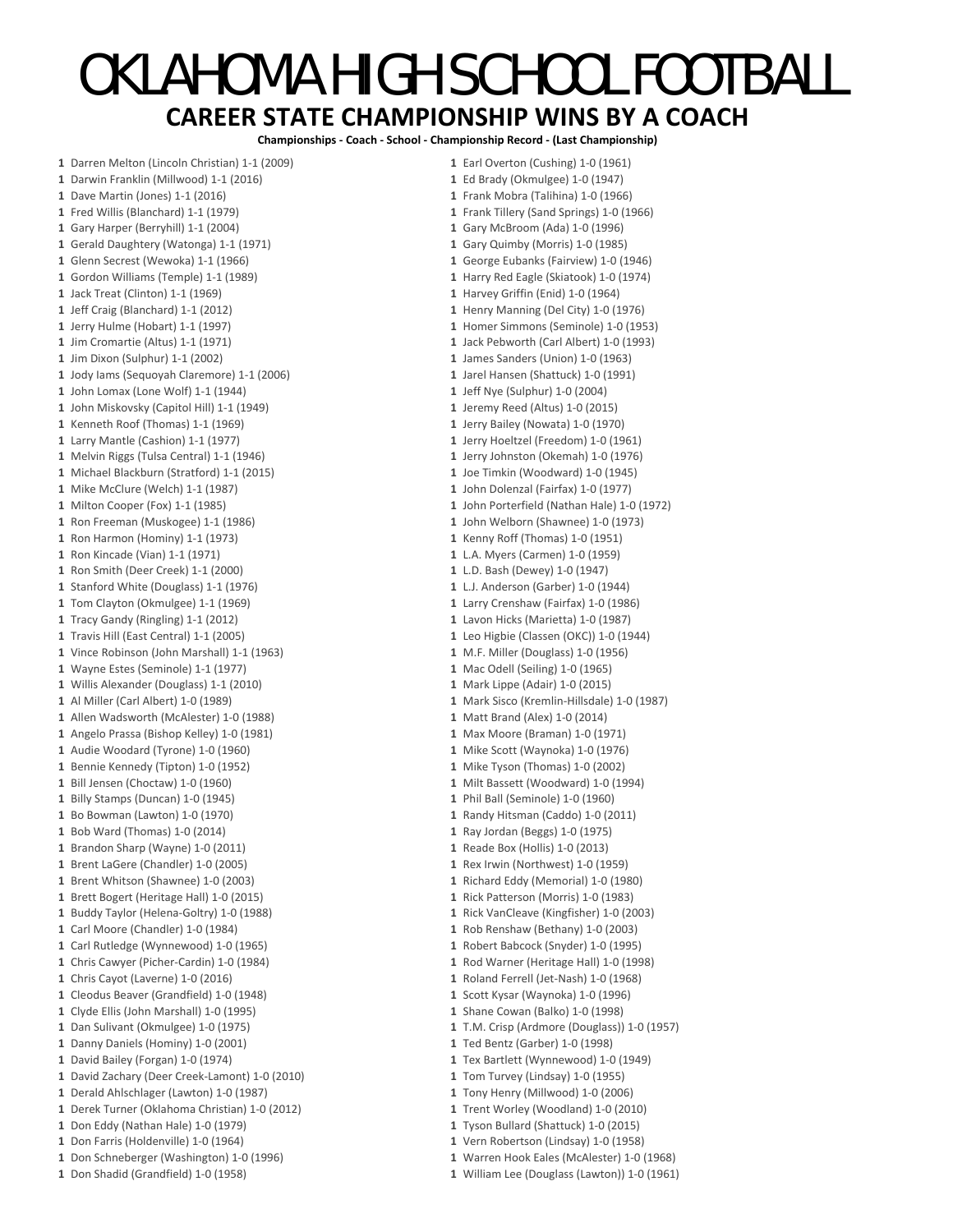# OKLAHOMA HIGH SCHOOL FOOTBALL

## CAREER STATE CHAMPIONSHIP WINS BY A COACH

**Championships - Coach - School - Championship Record - (Last Championship)**

**1** Darren Melton (Lincoln Christian) 1-1 (2009)
**1** Darwin Franklin (Millwood) 1-1 (2016)
**1** Dave Martin (Jones) 1-1 (2016)
**1** Fred Willis (Blanchard) 1-1 (1979)
**1** Gary Harper (Berryhill) 1-1 (2004)
**1** Gerald Daughtery (Watonga) 1-1 (1971)
**1** Glenn Secrest (Wewoka) 1-1 (1966)
**1** Gordon Williams (Temple) 1-1 (1989)
**1** Jack Treat (Clinton) 1-1 (1969)
**1** Jeff Craig (Blanchard) 1-1 (2012)
**1** Jerry Hulme (Hobart) 1-1 (1997)
**1** Jim Cromartie (Altus) 1-1 (1971)
**1** Jim Dixon (Sulphur) 1-1 (2002)
**1** Jody Iams (Sequoyah Claremore) 1-1 (2006)
**1** John Lomax (Lone Wolf) 1-1 (1944)
**1** John Miskovsky (Capitol Hill) 1-1 (1949)
**1** Kenneth Roof (Thomas) 1-1 (1969)
**1** Larry Mantle (Cashion) 1-1 (1977)
**1** Melvin Riggs (Tulsa Central) 1-1 (1946)
**1** Michael Blackburn (Stratford) 1-1 (2015)
**1** Mike McClure (Welch) 1-1 (1987)
**1** Milton Cooper (Fox) 1-1 (1985)
**1** Ron Freeman (Muskogee) 1-1 (1986)
**1** Ron Harmon (Hominy) 1-1 (1973)
**1** Ron Kincade (Vian) 1-1 (1971)
**1** Ron Smith (Deer Creek) 1-1 (2000)
**1** Stanford White (Douglass) 1-1 (1976)
**1** Tom Clayton (Okmulgee) 1-1 (1969)
**1** Tracy Gandy (Ringling) 1-1 (2012)
**1** Travis Hill (East Central) 1-1 (2005)
**1** Vince Robinson (John Marshall) 1-1 (1963)
**1** Wayne Estes (Seminole) 1-1 (1977)
**1** Willis Alexander (Douglass) 1-1 (2010)
**1** Al Miller (Carl Albert) 1-0 (1989)
**1** Allen Wadsworth (McAlester) 1-0 (1988)
**1** Angelo Prassa (Bishop Kelley) 1-0 (1981)
**1** Audie Woodard (Tyrone) 1-0 (1960)
**1** Bennie Kennedy (Tipton) 1-0 (1952)
**1** Bill Jensen (Choctaw) 1-0 (1960)
**1** Billy Stamps (Duncan) 1-0 (1945)
**1** Bo Bowman (Lawton) 1-0 (1970)
**1** Bob Ward (Thomas) 1-0 (2014)
**1** Brandon Sharp (Wayne) 1-0 (2011)
**1** Brent LaGere (Chandler) 1-0 (2005)
**1** Brent Whitson (Shawnee) 1-0 (2003)
**1** Brett Bogert (Heritage Hall) 1-0 (2015)
**1** Buddy Taylor (Helena-Goltry) 1-0 (1988)
**1** Carl Moore (Chandler) 1-0 (1984)
**1** Carl Rutledge (Wynnewood) 1-0 (1965)
**1** Chris Cawyer (Picher-Cardin) 1-0 (1984)
**1** Chris Cayot (Laverne) 1-0 (2016)
**1** Cleodus Beaver (Grandfield) 1-0 (1948)
**1** Clyde Ellis (John Marshall) 1-0 (1995)
**1** Dan Sulivant (Okmulgee) 1-0 (1975)
**1** Danny Daniels (Hominy) 1-0 (2001)
**1** David Bailey (Forgan) 1-0 (1974)
**1** David Zachary (Deer Creek-Lamont) 1-0 (2010)
**1** Derald Ahlschlager (Lawton) 1-0 (1987)
**1** Derek Turner (Oklahoma Christian) 1-0 (2012)
**1** Don Eddy (Nathan Hale) 1-0 (1979)
**1** Don Farris (Holdenville) 1-0 (1964)
**1** Don Schneberger (Washington) 1-0 (1996)
**1** Don Shadid (Grandfield) 1-0 (1958)
**1** Earl Overton (Cushing) 1-0 (1961)
**1** Ed Brady (Okmulgee) 1-0 (1947)
**1** Frank Mobra (Talihina) 1-0 (1966)
**1** Frank Tillery (Sand Springs) 1-0 (1966)
**1** Gary McBroom (Ada) 1-0 (1996)
**1** Gary Quimby (Morris) 1-0 (1985)
**1** George Eubanks (Fairview) 1-0 (1946)
**1** Harry Red Eagle (Skiatook) 1-0 (1974)
**1** Harvey Griffin (Enid) 1-0 (1964)
**1** Henry Manning (Del City) 1-0 (1976)
**1** Homer Simmons (Seminole) 1-0 (1953)
**1** Jack Pebworth (Carl Albert) 1-0 (1993)
**1** James Sanders (Union) 1-0 (1963)
**1** Jarel Hansen (Shattuck) 1-0 (1991)
**1** Jeff Nye (Sulphur) 1-0 (2004)
**1** Jeremy Reed (Altus) 1-0 (2015)
**1** Jerry Bailey (Nowata) 1-0 (1970)
**1** Jerry Hoeltzel (Freedom) 1-0 (1961)
**1** Jerry Johnston (Okemah) 1-0 (1976)
**1** Joe Timkin (Woodward) 1-0 (1945)
**1** John Dolenzal (Fairfax) 1-0 (1977)
**1** John Porterfield (Nathan Hale) 1-0 (1972)
**1** John Welborn (Shawnee) 1-0 (1973)
**1** Kenny Roff (Thomas) 1-0 (1951)
**1** L.A. Myers (Carmen) 1-0 (1959)
**1** L.D. Bash (Dewey) 1-0 (1947)
**1** L.J. Anderson (Garber) 1-0 (1944)
**1** Larry Crenshaw (Fairfax) 1-0 (1986)
**1** Lavon Hicks (Marietta) 1-0 (1987)
**1** Leo Higbie (Classen (OKC)) 1-0 (1944)
**1** M.F. Miller (Douglass) 1-0 (1956)
**1** Mac Odell (Seiling) 1-0 (1965)
**1** Mark Lippe (Adair) 1-0 (2015)
**1** Mark Sisco (Kremlin-Hillsdale) 1-0 (1987)
**1** Matt Brand (Alex) 1-0 (2014)
**1** Max Moore (Braman) 1-0 (1971)
**1** Mike Scott (Waynoka) 1-0 (1976)
**1** Mike Tyson (Thomas) 1-0 (2002)
**1** Milt Bassett (Woodward) 1-0 (1994)
**1** Phil Ball (Seminole) 1-0 (1960)
**1** Randy Hitsman (Caddo) 1-0 (2011)
**1** Ray Jordan (Beggs) 1-0 (1975)
**1** Reade Box (Hollis) 1-0 (2013)
**1** Rex Irwin (Northwest) 1-0 (1959)
**1** Richard Eddy (Memorial) 1-0 (1980)
**1** Rick Patterson (Morris) 1-0 (1983)
**1** Rick VanCleave (Kingfisher) 1-0 (2003)
**1** Rob Renshaw (Bethany) 1-0 (2003)
**1** Robert Babcock (Snyder) 1-0 (1995)
**1** Rod Warner (Heritage Hall) 1-0 (1998)
**1** Roland Ferrell (Jet-Nash) 1-0 (1968)
**1** Scott Kysar (Waynoka) 1-0 (1996)
**1** Shane Cowan (Balko) 1-0 (1998)
**1** T.M. Crisp (Ardmore (Douglass)) 1-0 (1957)
**1** Ted Bentz (Garber) 1-0 (1998)
**1** Tex Bartlett (Wynnewood) 1-0 (1949)
**1** Tom Turvey (Lindsay) 1-0 (1955)
**1** Tony Henry (Millwood) 1-0 (2006)
**1** Trent Worley (Woodland) 1-0 (2010)
**1** Tyson Bullard (Shattuck) 1-0 (2015)
**1** Vern Robertson (Lindsay) 1-0 (1958)
**1** Warren Hook Eales (McAlester) 1-0 (1968)
**1** William Lee (Douglass (Lawton)) 1-0 (1961)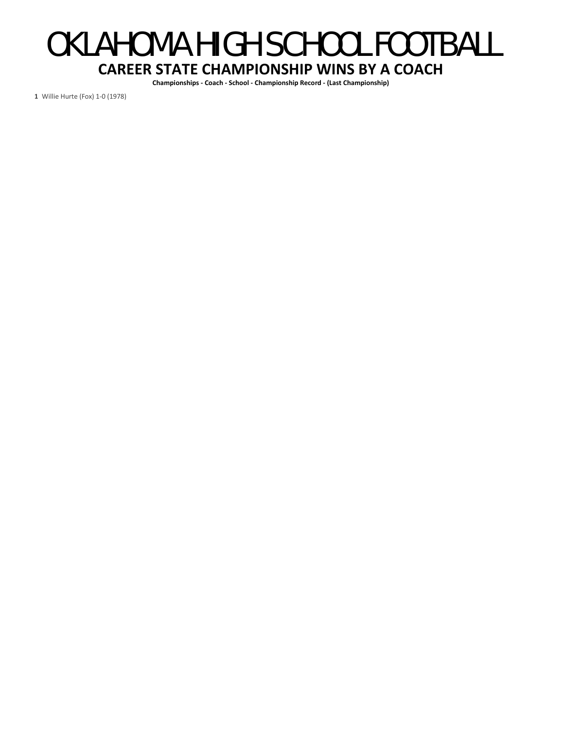# OKLAHOMA HIGH SCHOOL FOOTBALL

## CAREER STATE CHAMPIONSHIP WINS BY A COACH

**Championships - Coach - School - Championship Record - (Last Championship)**

**1** Willie Hurte (Fox) 1-0 (1978)